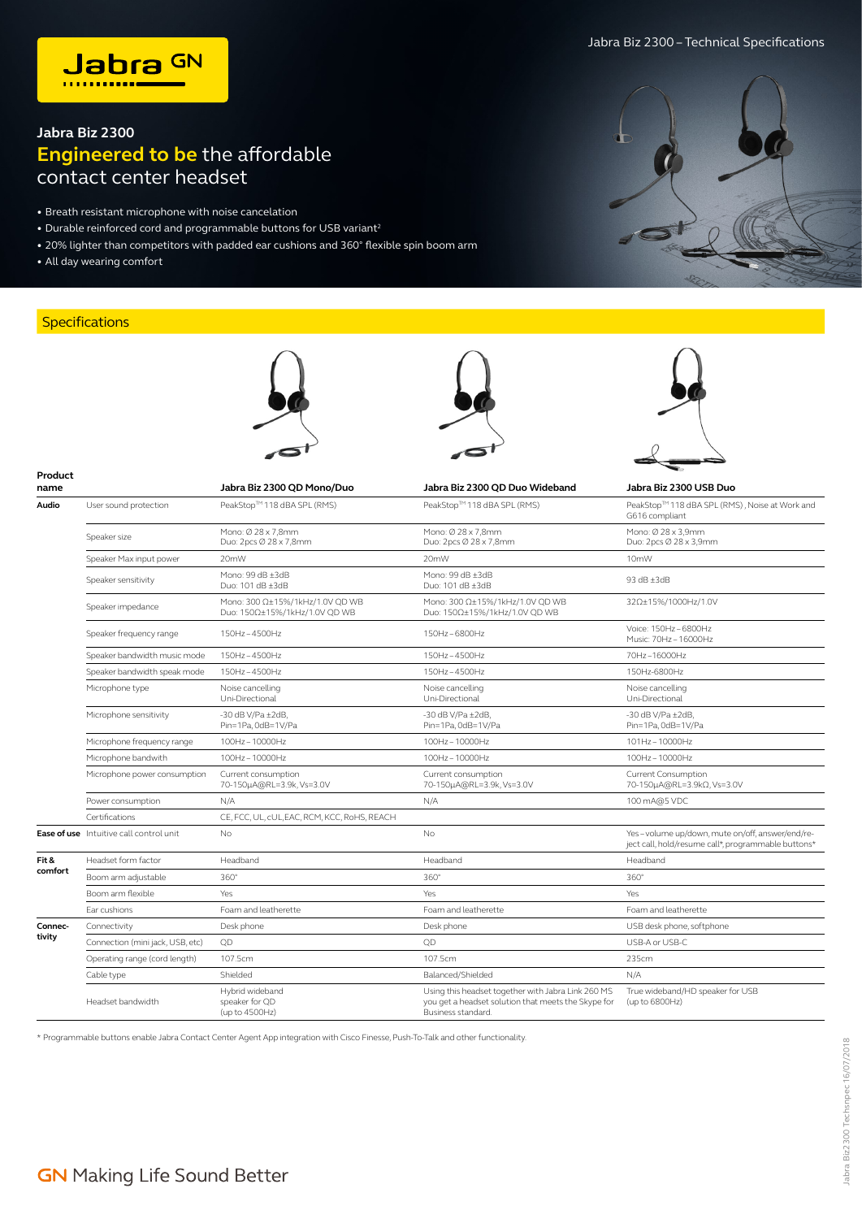# Jabra Biz 2300

## Engineered to be the affordable contact center headset

- Breath resistant microphone with noise cancelation
- Durable reinforced cord and programmable buttons for USB variant[2]
- 20% lighter than competitors with padded ear cushions and 360° flexible spin boom arm
- All day wearing comfort

## Specifications

| Product name | | Jabra Biz 2300 QD Mono/Duo | Jabra Biz 2300 QD Duo Wideband | Jabra Biz 2300 USB Duo |
|---|---|---|---|---|
| **Audio** | User sound protection | PeakStop™ 118 dBA SPL (RMS) | PeakStop™ 118 dBA SPL (RMS) | PeakStop™ 118 dBA SPL (RMS), Noise at Work and G616 compliant |
| | Speaker size | Mono: Ø 28 x 7,8mm<br>Duo: 2pcs Ø 28 x 7,8mm | Mono: Ø 28 x 7,8mm<br>Duo: 2pcs Ø 28 x 7,8mm | Mono: Ø 28 x 3,9mm<br>Duo: 2pcs Ø 28 x 3,9mm |
| | Speaker Max input power | 20mW | 20mW | 10mW |
| | Speaker sensitivity | Mono: 99 dB ±3dB<br>Duo: 101 dB ±3dB | Mono: 99 dB ±3dB<br>Duo: 101 dB ±3dB | 93 dB ±3dB |
| | Speaker impedance | Mono: 300 Ω±15%/1kHz/1.0V QD WB<br>Duo: 150Ω±15%/1kHz/1.0V QD WB | Mono: 300 Ω±15%/1kHz/1.0V QD WB<br>Duo: 150Ω±15%/1kHz/1.0V QD WB | 32Ω±15%/1000Hz/1.0V |
| | Speaker frequency range | 150Hz – 4500Hz | 150Hz – 6800Hz | Voice: 150Hz – 6800Hz<br>Music: 70Hz – 16000Hz |
| | Speaker bandwidth music mode | 150Hz – 4500Hz | 150Hz – 4500Hz | 70Hz –16000Hz |
| | Speaker bandwidth speak mode | 150Hz – 4500Hz | 150Hz – 4500Hz | 150Hz-6800Hz |
| | Microphone type | Noise cancelling<br>Uni-Directional | Noise cancelling<br>Uni-Directional | Noise cancelling<br>Uni-Directional |
| | Microphone sensitivity | -30 dB V/Pa ±2dB,<br>Pin=1Pa, 0dB=1V/Pa | -30 dB V/Pa ±2dB,<br>Pin=1Pa, 0dB=1V/Pa | -30 dB V/Pa ±2dB,<br>Pin=1Pa, 0dB=1V/Pa |
| | Microphone frequency range | 100Hz – 10000Hz | 100Hz – 10000Hz | 101Hz – 10000Hz |
| | Microphone bandwith | 100Hz – 10000Hz | 100Hz – 10000Hz | 100Hz – 10000Hz |
| | Microphone power consumption | Current consumption<br>70-150µA@RL=3.9k, Vs=3.0V | Current consumption<br>70-150µA@RL=3.9k, Vs=3.0V | Current Consumption<br>70-150µA@RL=3.9kΩ, Vs=3.0V |
| | Power consumption | N/A | N/A | 100 mA@5 VDC |
| | Certifications | CE, FCC, UL, cUL,EAC, RCM, KCC, RoHS, REACH | | |
| **Ease of use** | Intuitive call control unit | No | No | Yes – volume up/down, mute on/off, answer/end/reject call, hold/resume call*, programmable buttons* |
| **Fit & comfort** | Headset form factor | Headband | Headband | Headband |
| | Boom arm adjustable | 360° | 360° | 360° |
| | Boom arm flexible | Yes | Yes | Yes |
| | Ear cushions | Foam and leatherette | Foam and leatherette | Foam and leatherette |
| **Connectivity** | Connectivity | Desk phone | Desk phone | USB desk phone, softphone |
| | Connection (mini jack, USB, etc) | QD | QD | USB-A or USB-C |
| | Operating range (cord length) | 107.5cm | 107.5cm | 235cm |
| | Cable type | Shielded | Balanced/Shielded | N/A |
| | Headset bandwidth | Hybrid wideband speaker for QD (up to 4500Hz) | Using this headset together with Jabra Link 260 MS you get a headset solution that meets the Skype for Business standard. | True wideband/HD speaker for USB (up to 6800Hz) |

\* Programmable buttons enable Jabra Contact Center Agent App integration with Cisco Finesse, Push-To-Talk and other functionality.

GN Making Life Sound Better

Jabra Biz2300 Techsnpec 16/07/2018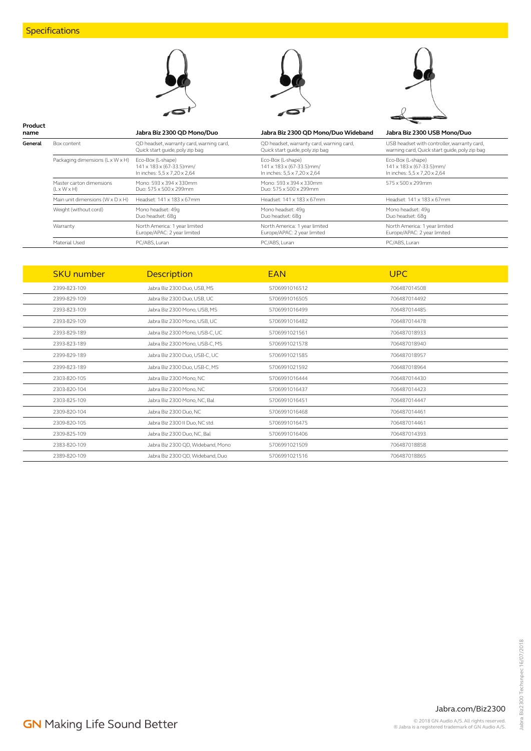## Specifications

| Product name | | Jabra Biz 2300 QD Mono/Duo | Jabra Biz 2300 QD Mono/Duo Wideband | Jabra Biz 2300 USB Mono/Duo |
|---|---|---|---|---|
| General | Box content | QD headset, warranty card, warning card, Quick start guide, poly zip bag | QD headset, warranty card, warning card, Quick start guide, poly zip bag | USB headset with controller, warranty card, warning card, Quick start guide, poly zip bag |
| | Packaging dimensions (L x W x H) | Eco-Box (L-shape) 141 x 183 x (67-33.5)mm/ In inches: 5,5 x 7,20 x 2,64 | Eco-Box (L-shape) 141 x 183 x (67-33.5)mm/ In inches: 5,5 x 7,20 x 2,64 | Eco-Box (L-shape) 141 x 183 x (67-33.5)mm/ In inches: 5,5 x 7,20 x 2,64 |
| | Master carton dimensions (L x W x H) | Mono: 593 x 394 x 330mm Duo: 575 x 500 x 299mm | Mono: 593 x 394 x 330mm Duo: 575 x 500 x 299mm | 575 x 500 x 299mm |
| | Main unit dimensions (W x D x H) | Headset: 141 x 183 x 67mm | Headset: 141 x 183 x 67mm | Headset: 141 x 183 x 67mm |
| | Weight (without cord) | Mono headset: 49g Duo headset: 68g | Mono headset: 49g Duo headset: 68g | Mono headset: 49g Duo headset: 68g |
| | Warranty | North America: 1 year limited Europe/APAC: 2 year limited | North America: 1 year limited Europe/APAC: 2 year limited | North America: 1 year limited Europe/APAC: 2 year limited |
| | Material Used | PC/ABS, Luran | PC/ABS, Luran | PC/ABS, Luran |

| SKU number | Description | EAN | UPC |
|---|---|---|---|
| 2399-823-109 | Jabra Biz 2300 Duo, USB, MS | 5706991016512 | 706487014508 |
| 2399-829-109 | Jabra Biz 2300 Duo, USB, UC | 5706991016505 | 706487014492 |
| 2393-823-109 | Jabra Biz 2300 Mono, USB, MS | 5706991016499 | 706487014485 |
| 2393-829-109 | Jabra Biz 2300 Mono, USB, UC | 5706991016482 | 706487014478 |
| 2393-829-189 | Jabra Biz 2300 Mono, USB-C, UC | 5706991021561 | 706487018933 |
| 2393-823-189 | Jabra Biz 2300 Mono, USB-C, MS | 5706991021578 | 706487018940 |
| 2399-829-189 | Jabra Biz 2300 Duo, USB-C, UC | 5706991021585 | 706487018957 |
| 2399-823-189 | Jabra Biz 2300 Duo, USB-C, MS | 5706991021592 | 706487018964 |
| 2303-820-105 | Jabra Biz 2300 Mono, NC | 5706991016444 | 706487014430 |
| 2303-820-104 | Jabra Biz 2300 Mono, NC | 5706991016437 | 706487014423 |
| 2303-825-109 | Jabra Biz 2300 Mono, NC, Bal | 5706991016451 | 706487014447 |
| 2309-820-104 | Jabra Biz 2300 Duo, NC | 5706991016468 | 706487014461 |
| 2309-820-105 | Jabra Biz 2300 II Duo, NC std. | 5706991016475 | 706487014461 |
| 2309-825-109 | Jabra Biz 2300 Duo, NC, Bal | 5706991016406 | 706487014393 |
| 2383-820-109 | Jabra Biz 2300 QD, Wideband, Mono | 5706991021509 | 706487018858 |
| 2389-820-109 | Jabra Biz 2300 QD, Wideband, Duo | 5706991021516 | 706487018865 |

Jabra.com/Biz2300

GN Making Life Sound Better

© 2018 GN Audio A/S. All rights reserved.
® Jabra is a registered trademark of GN Audio A/S.

Jabra Biz2300 Techspec 16/07/2018